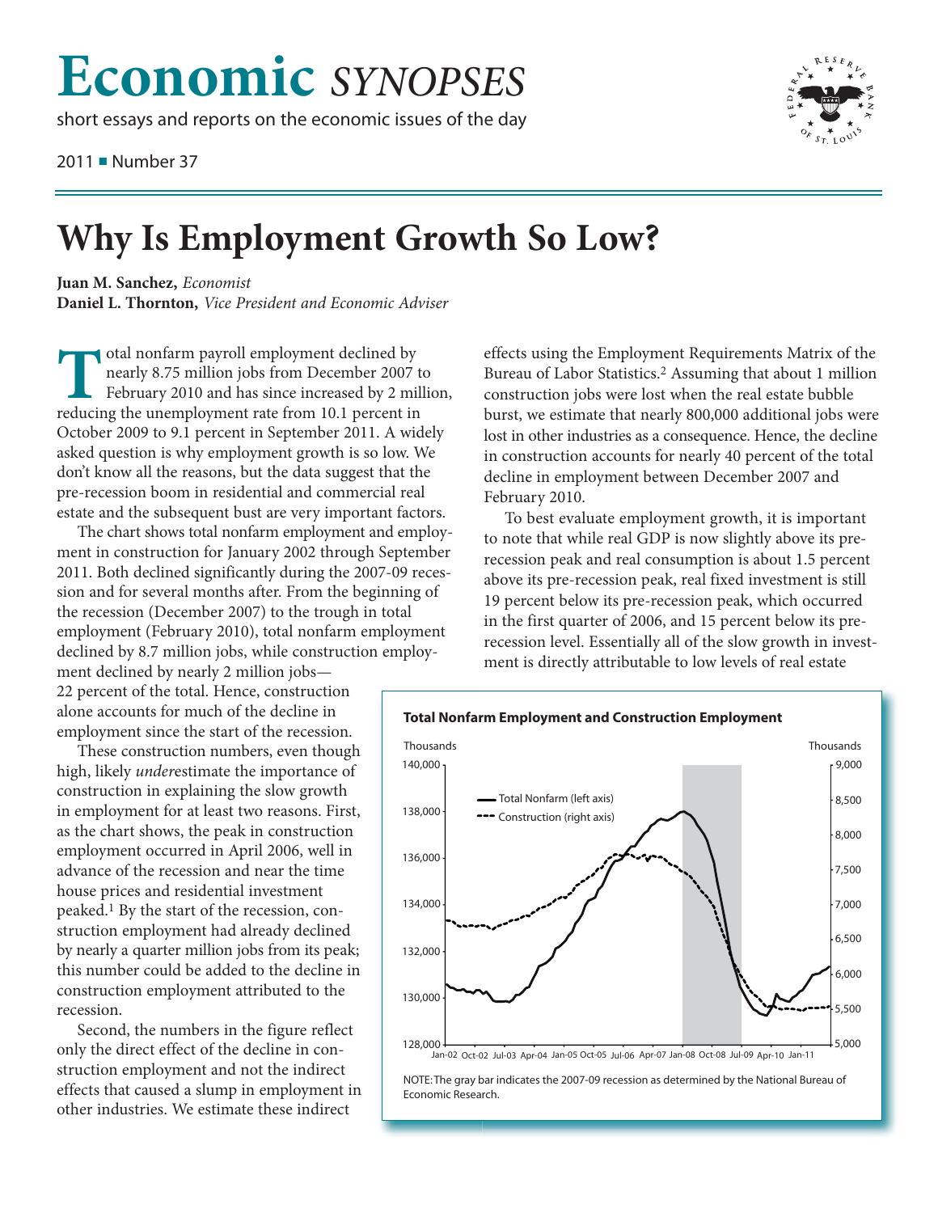# Economic *SYNOPSES*

short essays and reports on the economic issues of the day

2011 ■ Number 37

# Why Is Employment Growth So Low?

**Juan M. Sanchez,** *Economist*
**Daniel L. Thornton,** *Vice President and Economic Adviser*

Total nonfarm payroll employment declined by nearly 8.75 million jobs from December 2007 to February 2010 and has since increased by 2 million, reducing the unemployment rate from 10.1 percent in October 2009 to 9.1 percent in September 2011. A widely asked question is why employment growth is so low. We don't know all the reasons, but the data suggest that the pre-recession boom in residential and commercial real estate and the subsequent bust are very important factors.

The chart shows total nonfarm employment and employment in construction for January 2002 through September 2011. Both declined significantly during the 2007-09 recession and for several months after. From the beginning of the recession (December 2007) to the trough in total employment (February 2010), total nonfarm employment declined by 8.7 million jobs, while construction employment declined by nearly 2 million jobs—22 percent of the total. Hence, construction alone accounts for much of the decline in employment since the start of the recession.

These construction numbers, even though high, likely *under*estimate the importance of construction in explaining the slow growth in employment for at least two reasons. First, as the chart shows, the peak in construction employment occurred in April 2006, well in advance of the recession and near the time house prices and residential investment peaked.[1] By the start of the recession, construction employment had already declined by nearly a quarter million jobs from its peak; this number could be added to the decline in construction employment attributed to the recession.

Second, the numbers in the figure reflect only the direct effect of the decline in construction employment and not the indirect effects that caused a slump in employment in other industries. We estimate these indirect effects using the Employment Requirements Matrix of the Bureau of Labor Statistics.[2] Assuming that about 1 million construction jobs were lost when the real estate bubble burst, we estimate that nearly 800,000 additional jobs were lost in other industries as a consequence. Hence, the decline in construction accounts for nearly 40 percent of the total decline in employment between December 2007 and February 2010.

To best evaluate employment growth, it is important to note that while real GDP is now slightly above its pre-recession peak and real consumption is about 1.5 percent above its pre-recession peak, real fixed investment is still 19 percent below its pre-recession peak, which occurred in the first quarter of 2006, and 15 percent below its pre-recession level. Essentially all of the slow growth in investment is directly attributable to low levels of real estate

**Total Nonfarm Employment and Construction Employment**

NOTE: The gray bar indicates the 2007-09 recession as determined by the National Bureau of Economic Research.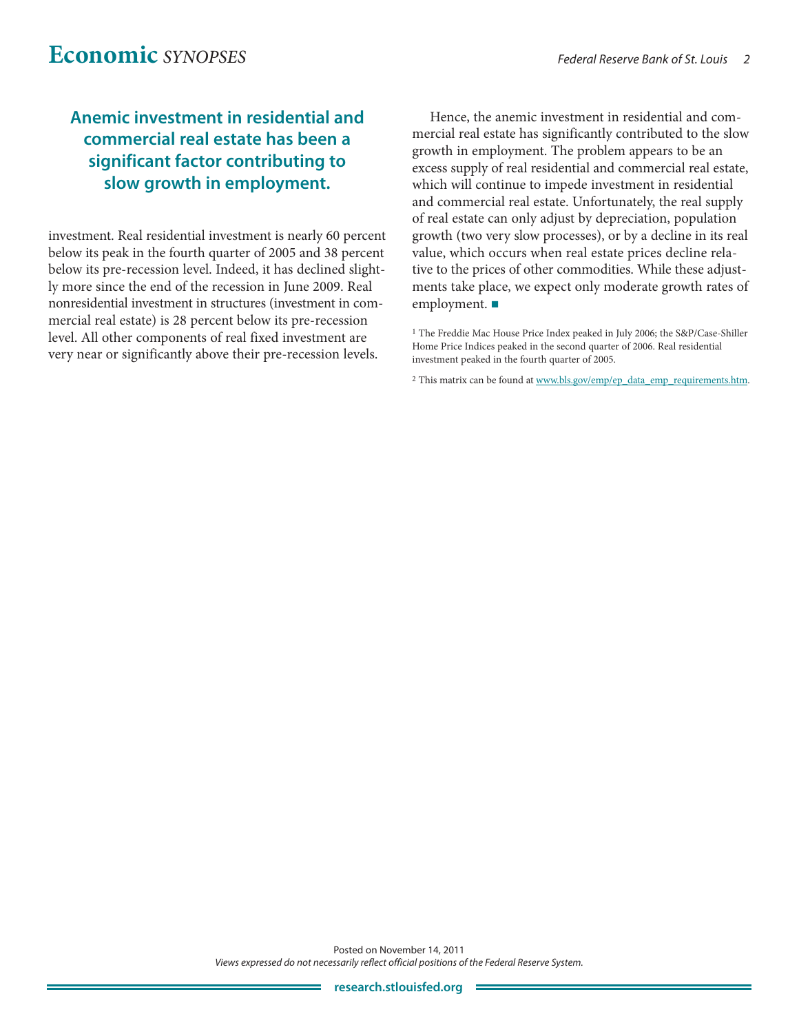**Anemic investment in residential and commercial real estate has been a significant factor contributing to slow growth in employment.**

investment. Real residential investment is nearly 60 percent below its peak in the fourth quarter of 2005 and 38 percent below its pre-recession level. Indeed, it has declined slightly more since the end of the recession in June 2009. Real nonresidential investment in structures (investment in commercial real estate) is 28 percent below its pre-recession level. All other components of real fixed investment are very near or significantly above their pre-recession levels.

Hence, the anemic investment in residential and commercial real estate has significantly contributed to the slow growth in employment. The problem appears to be an excess supply of real residential and commercial real estate, which will continue to impede investment in residential and commercial real estate. Unfortunately, the real supply of real estate can only adjust by depreciation, population growth (two very slow processes), or by a decline in its real value, which occurs when real estate prices decline relative to the prices of other commodities. While these adjustments take place, we expect only moderate growth rates of employment. ■

[1] The Freddie Mac House Price Index peaked in July 2006; the S&P/Case-Shiller Home Price Indices peaked in the second quarter of 2006. Real residential investment peaked in the fourth quarter of 2005.

[2] This matrix can be found at www.bls.gov/emp/ep_data_emp_requirements.htm.

Posted on November 14, 2011

*Views expressed do not necessarily reflect official positions of the Federal Reserve System.*